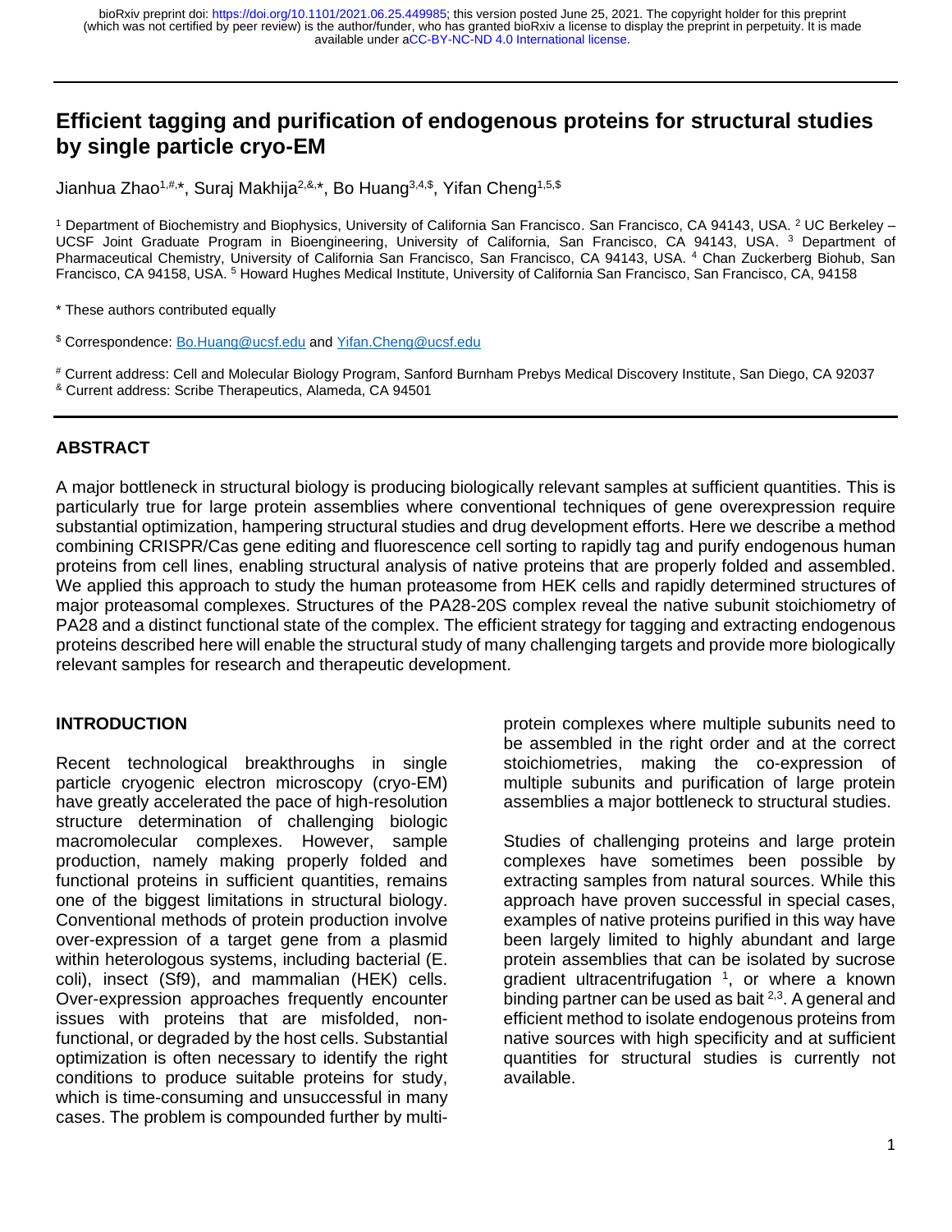# Efficient tagging and purification of endogenous proteins for structural studies by single particle cryo-EM

Jianhua Zhao[1,#,*], Suraj Makhija[2,&,*], Bo Huang[3,4,$], Yifan Cheng[1,5,$]

[1] Department of Biochemistry and Biophysics, University of California San Francisco. San Francisco, CA 94143, USA. [2] UC Berkeley – UCSF Joint Graduate Program in Bioengineering, University of California, San Francisco, CA 94143, USA. [3] Department of Pharmaceutical Chemistry, University of California San Francisco, San Francisco, CA 94143, USA. [4] Chan Zuckerberg Biohub, San Francisco, CA 94158, USA. [5] Howard Hughes Medical Institute, University of California San Francisco, San Francisco, CA, 94158

\* These authors contributed equally

[$] Correspondence: Bo.Huang@ucsf.edu and Yifan.Cheng@ucsf.edu

[#] Current address: Cell and Molecular Biology Program, Sanford Burnham Prebys Medical Discovery Institute, San Diego, CA 92037

[&] Current address: Scribe Therapeutics, Alameda, CA 94501

## ABSTRACT

A major bottleneck in structural biology is producing biologically relevant samples at sufficient quantities. This is particularly true for large protein assemblies where conventional techniques of gene overexpression require substantial optimization, hampering structural studies and drug development efforts. Here we describe a method combining CRISPR/Cas gene editing and fluorescence cell sorting to rapidly tag and purify endogenous human proteins from cell lines, enabling structural analysis of native proteins that are properly folded and assembled. We applied this approach to study the human proteasome from HEK cells and rapidly determined structures of major proteasomal complexes. Structures of the PA28-20S complex reveal the native subunit stoichiometry of PA28 and a distinct functional state of the complex. The efficient strategy for tagging and extracting endogenous proteins described here will enable the structural study of many challenging targets and provide more biologically relevant samples for research and therapeutic development.

## INTRODUCTION

Recent technological breakthroughs in single particle cryogenic electron microscopy (cryo-EM) have greatly accelerated the pace of high-resolution structure determination of challenging biologic macromolecular complexes. However, sample production, namely making properly folded and functional proteins in sufficient quantities, remains one of the biggest limitations in structural biology. Conventional methods of protein production involve over-expression of a target gene from a plasmid within heterologous systems, including bacterial (E. coli), insect (Sf9), and mammalian (HEK) cells. Over-expression approaches frequently encounter issues with proteins that are misfolded, non-functional, or degraded by the host cells. Substantial optimization is often necessary to identify the right conditions to produce suitable proteins for study, which is time-consuming and unsuccessful in many cases. The problem is compounded further by multi-protein complexes where multiple subunits need to be assembled in the right order and at the correct stoichiometries, making the co-expression of multiple subunits and purification of large protein assemblies a major bottleneck to structural studies.

Studies of challenging proteins and large protein complexes have sometimes been possible by extracting samples from natural sources. While this approach have proven successful in special cases, examples of native proteins purified in this way have been largely limited to highly abundant and large protein assemblies that can be isolated by sucrose gradient ultracentrifugation [1], or where a known binding partner can be used as bait [2,3]. A general and efficient method to isolate endogenous proteins from native sources with high specificity and at sufficient quantities for structural studies is currently not available.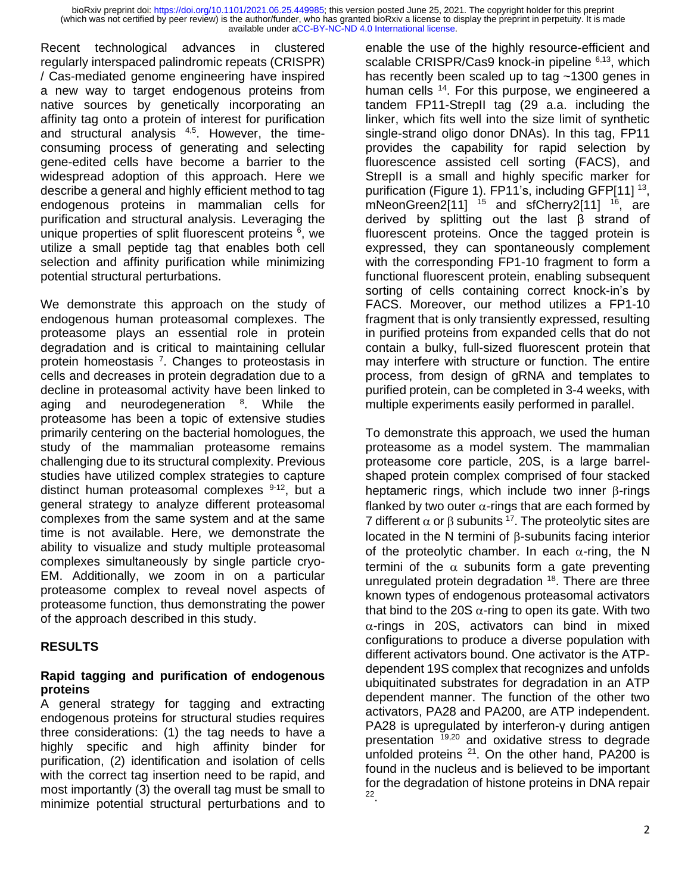Recent technological advances in clustered regularly interspaced palindromic repeats (CRISPR) / Cas-mediated genome engineering have inspired a new way to target endogenous proteins from native sources by genetically incorporating an affinity tag onto a protein of interest for purification and structural analysis [4,5]. However, the time-consuming process of generating and selecting gene-edited cells have become a barrier to the widespread adoption of this approach. Here we describe a general and highly efficient method to tag endogenous proteins in mammalian cells for purification and structural analysis. Leveraging the unique properties of split fluorescent proteins [6], we utilize a small peptide tag that enables both cell selection and affinity purification while minimizing potential structural perturbations.

We demonstrate this approach on the study of endogenous human proteasomal complexes. The proteasome plays an essential role in protein degradation and is critical to maintaining cellular protein homeostasis [7]. Changes to proteostasis in cells and decreases in protein degradation due to a decline in proteasomal activity have been linked to aging and neurodegeneration [8]. While the proteasome has been a topic of extensive studies primarily centering on the bacterial homologues, the study of the mammalian proteasome remains challenging due to its structural complexity. Previous studies have utilized complex strategies to capture distinct human proteasomal complexes [9-12], but a general strategy to analyze different proteasomal complexes from the same system and at the same time is not available. Here, we demonstrate the ability to visualize and study multiple proteasomal complexes simultaneously by single particle cryo-EM. Additionally, we zoom in on a particular proteasome complex to reveal novel aspects of proteasome function, thus demonstrating the power of the approach described in this study.

## RESULTS

### Rapid tagging and purification of endogenous proteins

A general strategy for tagging and extracting endogenous proteins for structural studies requires three considerations: (1) the tag needs to have a highly specific and high affinity binder for purification, (2) identification and isolation of cells with the correct tag insertion need to be rapid, and most importantly (3) the overall tag must be small to minimize potential structural perturbations and to enable the use of the highly resource-efficient and scalable CRISPR/Cas9 knock-in pipeline [6,13], which has recently been scaled up to tag ~1300 genes in human cells [14]. For this purpose, we engineered a tandem FP11-StrepII tag (29 a.a. including the linker, which fits well into the size limit of synthetic single-strand oligo donor DNAs). In this tag, FP11 provides the capability for rapid selection by fluorescence assisted cell sorting (FACS), and StrepII is a small and highly specific marker for purification (Figure 1). FP11's, including GFP[11] [13], mNeonGreen2[11] [15] and sfCherry2[11] [16], are derived by splitting out the last β strand of fluorescent proteins. Once the tagged protein is expressed, they can spontaneously complement with the corresponding FP1-10 fragment to form a functional fluorescent protein, enabling subsequent sorting of cells containing correct knock-in's by FACS. Moreover, our method utilizes a FP1-10 fragment that is only transiently expressed, resulting in purified proteins from expanded cells that do not contain a bulky, full-sized fluorescent protein that may interfere with structure or function. The entire process, from design of gRNA and templates to purified protein, can be completed in 3-4 weeks, with multiple experiments easily performed in parallel.

To demonstrate this approach, we used the human proteasome as a model system. The mammalian proteasome core particle, 20S, is a large barrel-shaped protein complex comprised of four stacked heptameric rings, which include two inner β-rings flanked by two outer α-rings that are each formed by 7 different α or β subunits [17]. The proteolytic sites are located in the N termini of β-subunits facing interior of the proteolytic chamber. In each α-ring, the N termini of the α subunits form a gate preventing unregulated protein degradation [18]. There are three known types of endogenous proteasomal activators that bind to the 20S α-ring to open its gate. With two α-rings in 20S, activators can bind in mixed configurations to produce a diverse population with different activators bound. One activator is the ATP-dependent 19S complex that recognizes and unfolds ubiquitinated substrates for degradation in an ATP dependent manner. The function of the other two activators, PA28 and PA200, are ATP independent. PA28 is upregulated by interferon-γ during antigen presentation [19,20] and oxidative stress to degrade unfolded proteins [21]. On the other hand, PA200 is found in the nucleus and is believed to be important for the degradation of histone proteins in DNA repair [22].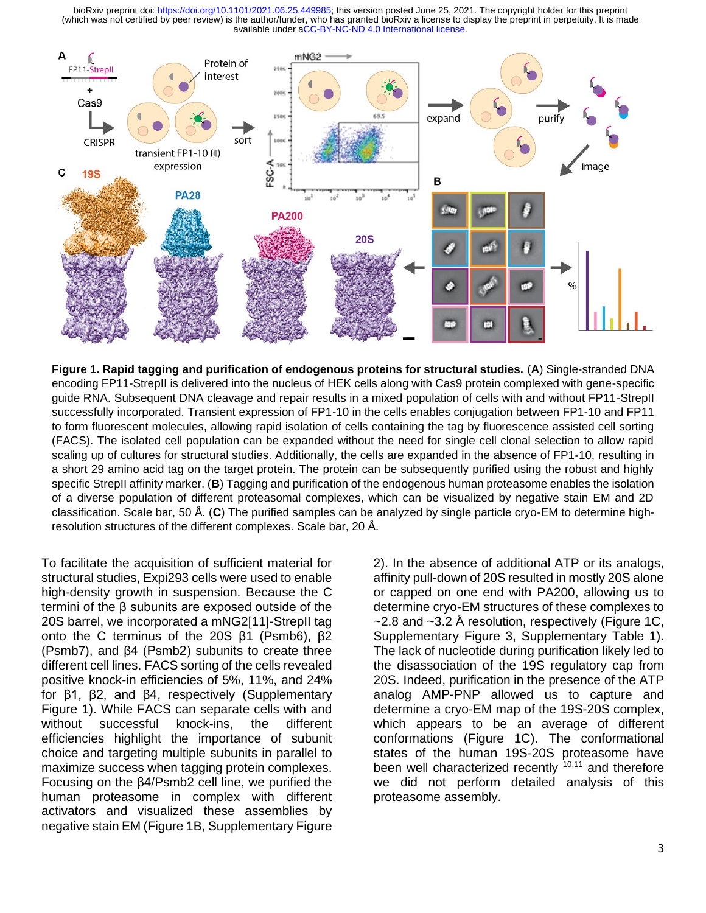**Figure 1. Rapid tagging and purification of endogenous proteins for structural studies.** (**A**) Single-stranded DNA encoding FP11-StrepII is delivered into the nucleus of HEK cells along with Cas9 protein complexed with gene-specific guide RNA. Subsequent DNA cleavage and repair results in a mixed population of cells with and without FP11-StrepII successfully incorporated. Transient expression of FP1-10 in the cells enables conjugation between FP1-10 and FP11 to form fluorescent molecules, allowing rapid isolation of cells containing the tag by fluorescence assisted cell sorting (FACS). The isolated cell population can be expanded without the need for single cell clonal selection to allow rapid scaling up of cultures for structural studies. Additionally, the cells are expanded in the absence of FP1-10, resulting in a short 29 amino acid tag on the target protein. The protein can be subsequently purified using the robust and highly specific StrepII affinity marker. (**B**) Tagging and purification of the endogenous human proteasome enables the isolation of a diverse population of different proteasomal complexes, which can be visualized by negative stain EM and 2D classification. Scale bar, 50 Å. (**C**) The purified samples can be analyzed by single particle cryo-EM to determine high-resolution structures of the different complexes. Scale bar, 20 Å.

To facilitate the acquisition of sufficient material for structural studies, Expi293 cells were used to enable high-density growth in suspension. Because the C termini of the β subunits are exposed outside of the 20S barrel, we incorporated a mNG2[11]-StrepII tag onto the C terminus of the 20S β1 (Psmb6), β2 (Psmb7), and β4 (Psmb2) subunits to create three different cell lines. FACS sorting of the cells revealed positive knock-in efficiencies of 5%, 11%, and 24% for β1, β2, and β4, respectively (Supplementary Figure 1). While FACS can separate cells with and without successful knock-ins, the different efficiencies highlight the importance of subunit choice and targeting multiple subunits in parallel to maximize success when tagging protein complexes. Focusing on the β4/Psmb2 cell line, we purified the human proteasome in complex with different activators and visualized these assemblies by negative stain EM (Figure 1B, Supplementary Figure 2). In the absence of additional ATP or its analogs, affinity pull-down of 20S resulted in mostly 20S alone or capped on one end with PA200, allowing us to determine cryo-EM structures of these complexes to ~2.8 and ~3.2 Å resolution, respectively (Figure 1C, Supplementary Figure 3, Supplementary Table 1). The lack of nucleotide during purification likely led to the disassociation of the 19S regulatory cap from 20S. Indeed, purification in the presence of the ATP analog AMP-PNP allowed us to capture and determine a cryo-EM map of the 19S-20S complex, which appears to be an average of different conformations (Figure 1C). The conformational states of the human 19S-20S proteasome have been well characterized recently [10,11] and therefore we did not perform detailed analysis of this proteasome assembly.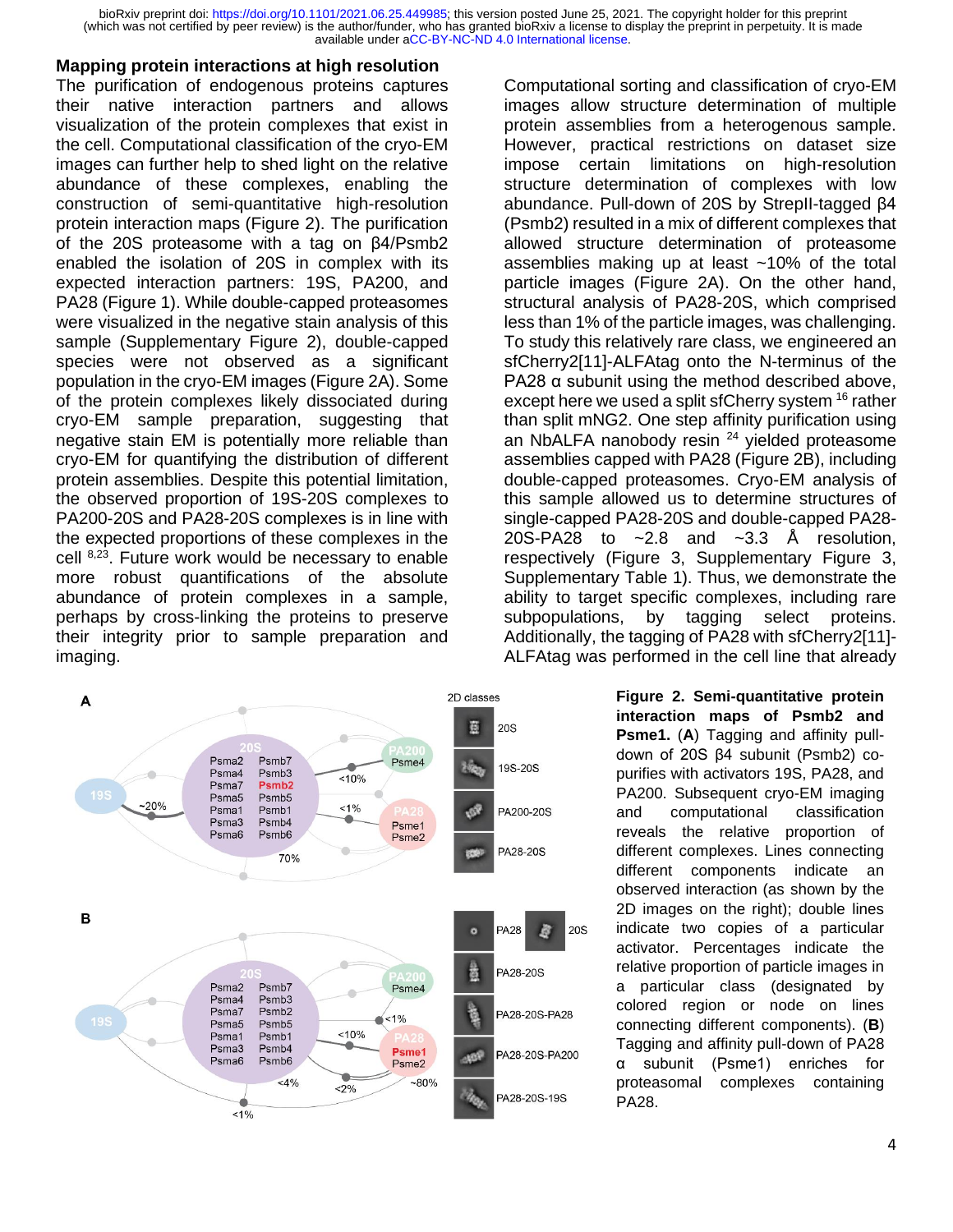## Mapping protein interactions at high resolution

The purification of endogenous proteins captures their native interaction partners and allows visualization of the protein complexes that exist in the cell. Computational classification of the cryo-EM images can further help to shed light on the relative abundance of these complexes, enabling the construction of semi-quantitative high-resolution protein interaction maps (Figure 2). The purification of the 20S proteasome with a tag on β4/Psmb2 enabled the isolation of 20S in complex with its expected interaction partners: 19S, PA200, and PA28 (Figure 1). While double-capped proteasomes were visualized in the negative stain analysis of this sample (Supplementary Figure 2), double-capped species were not observed as a significant population in the cryo-EM images (Figure 2A). Some of the protein complexes likely dissociated during cryo-EM sample preparation, suggesting that negative stain EM is potentially more reliable than cryo-EM for quantifying the distribution of different protein assemblies. Despite this potential limitation, the observed proportion of 19S-20S complexes to PA200-20S and PA28-20S complexes is in line with the expected proportions of these complexes in the cell [8,23]. Future work would be necessary to enable more robust quantifications of the absolute abundance of protein complexes in a sample, perhaps by cross-linking the proteins to preserve their integrity prior to sample preparation and imaging.

Computational sorting and classification of cryo-EM images allow structure determination of multiple protein assemblies from a heterogenous sample. However, practical restrictions on dataset size impose certain limitations on high-resolution structure determination of complexes with low abundance. Pull-down of 20S by StrepII-tagged β4 (Psmb2) resulted in a mix of different complexes that allowed structure determination of proteasome assemblies making up at least ~10% of the total particle images (Figure 2A). On the other hand, structural analysis of PA28-20S, which comprised less than 1% of the particle images, was challenging. To study this relatively rare class, we engineered an sfCherry2[11]-ALFAtag onto the N-terminus of the PA28 α subunit using the method described above, except here we used a split sfCherry system [16] rather than split mNG2. One step affinity purification using an NbALFA nanobody resin [24] yielded proteasome assemblies capped with PA28 (Figure 2B), including double-capped proteasomes. Cryo-EM analysis of this sample allowed us to determine structures of single-capped PA28-20S and double-capped PA28-20S-PA28 to ~2.8 and ~3.3 Å resolution, respectively (Figure 3, Supplementary Figure 3, Supplementary Table 1). Thus, we demonstrate the ability to target specific complexes, including rare subpopulations, by tagging select proteins. Additionally, the tagging of PA28 with sfCherry2[11]-ALFAtag was performed in the cell line that already

A

20S
Psma2 Psmb7
Psma4 Psmb3
Psma7 Psmb2
Psma5 Psmb5
Psma1 Psmb1
Psma3 Psmb4
Psma6 Psmb6
19S
~20%
PA200
Psme4
<10%
PA28
Psme1
Psme2
<1%
70%

2D classes
20S
19S-20S
PA200-20S
PA28-20S

B

20S
Psma2 Psmb7
Psma4 Psmb3
Psma7 Psmb2
Psma5 Psmb5
Psma1 Psmb1
Psma3 Psmb4
Psma6 Psmb6
19S
PA200
Psme4
<1%
<10%
PA28
Psme1
Psme2
<4%
<2%
~80%
<1%

PA28
20S
PA28-20S
PA28-20S-PA28
PA28-20S-PA200
PA28-20S-19S

**Figure 2. Semi-quantitative protein interaction maps of Psmb2 and Psme1.** (**A**) Tagging and affinity pull-down of 20S β4 subunit (Psmb2) co-purifies with activators 19S, PA28, and PA200. Subsequent cryo-EM imaging and computational classification reveals the relative proportion of different complexes. Lines connecting different components indicate an observed interaction (as shown by the 2D images on the right); double lines indicate two copies of a particular activator. Percentages indicate the relative proportion of particle images in a particular class (designated by colored region or node on lines connecting different components). (**B**) Tagging and affinity pull-down of PA28 α subunit (Psme1) enriches for proteasomal complexes containing PA28.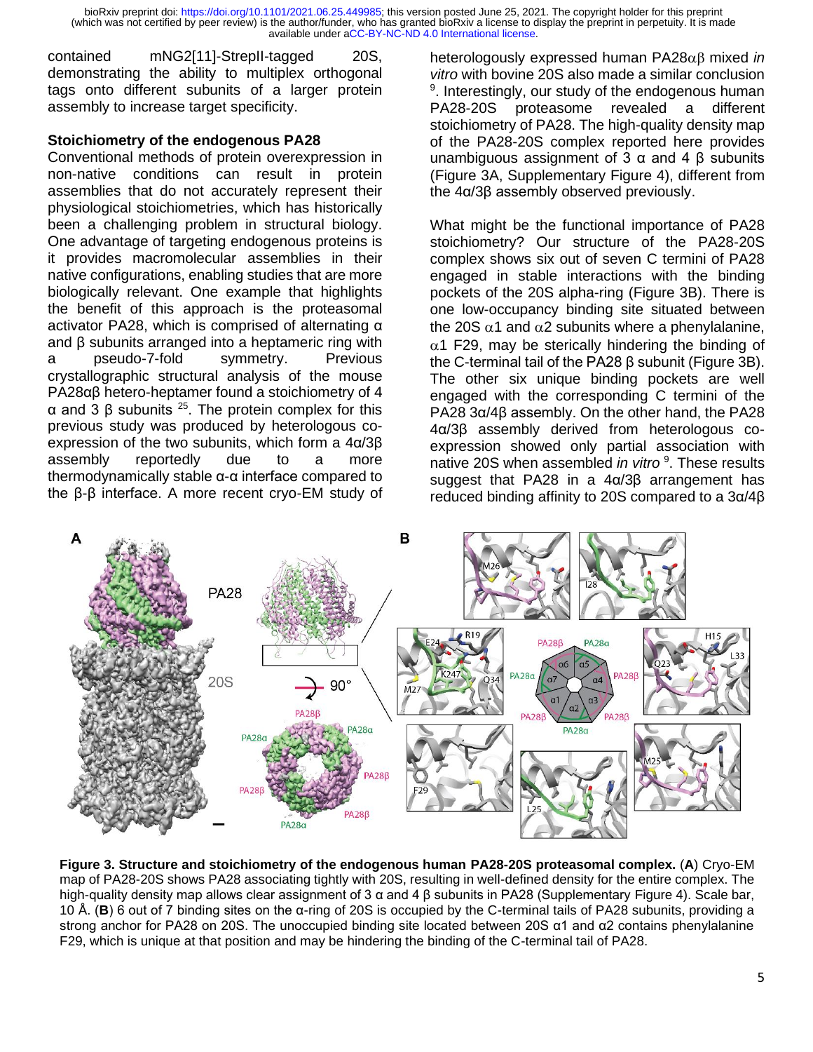contained mNG2[11]-StrepII-tagged 20S, demonstrating the ability to multiplex orthogonal tags onto different subunits of a larger protein assembly to increase target specificity.

**Stoichiometry of the endogenous PA28**

Conventional methods of protein overexpression in non-native conditions can result in protein assemblies that do not accurately represent their physiological stoichiometries, which has historically been a challenging problem in structural biology. One advantage of targeting endogenous proteins is it provides macromolecular assemblies in their native configurations, enabling studies that are more biologically relevant. One example that highlights the benefit of this approach is the proteasomal activator PA28, which is comprised of alternating α and β subunits arranged into a heptameric ring with a pseudo-7-fold symmetry. Previous crystallographic structural analysis of the mouse PA28αβ hetero-heptamer found a stoichiometry of 4 α and 3 β subunits [25]. The protein complex for this previous study was produced by heterologous co-expression of the two subunits, which form a 4α/3β assembly reportedly due to a more thermodynamically stable α-α interface compared to the β-β interface. A more recent cryo-EM study of heterologously expressed human PA28αβ mixed *in vitro* with bovine 20S also made a similar conclusion [9]. Interestingly, our study of the endogenous human PA28-20S proteasome revealed a different stoichiometry of PA28. The high-quality density map of the PA28-20S complex reported here provides unambiguous assignment of 3 α and 4 β subunits (Figure 3A, Supplementary Figure 4), different from the 4α/3β assembly observed previously.

What might be the functional importance of PA28 stoichiometry? Our structure of the PA28-20S complex shows six out of seven C termini of PA28 engaged in stable interactions with the binding pockets of the 20S alpha-ring (Figure 3B). There is one low-occupancy binding site situated between the 20S α1 and α2 subunits where a phenylalanine, α1 F29, may be sterically hindering the binding of the C-terminal tail of the PA28 β subunit (Figure 3B). The other six unique binding pockets are well engaged with the corresponding C termini of the PA28 3α/4β assembly. On the other hand, the PA28 4α/3β assembly derived from heterologous co-expression showed only partial association with native 20S when assembled *in vitro* [9]. These results suggest that PA28 in a 4α/3β arrangement has reduced binding affinity to 20S compared to a 3α/4β

A
PA28
20S
90°
PA28β
PA28α
PA28α
PA28β
PA28β
PA28β
PA28α

B
M26
I28
E24
R19
K247
Q34
M27
PA28β
PA28α
α6
α5
PA28α
α7
α4
PA28β
α1
α3
α2
PA28β
PA28β
PA28α
H15
Q23
L33
F29
L25
M25

**Figure 3. Structure and stoichiometry of the endogenous human PA28-20S proteasomal complex.** (**A**) Cryo-EM map of PA28-20S shows PA28 associating tightly with 20S, resulting in well-defined density for the entire complex. The high-quality density map allows clear assignment of 3 α and 4 β subunits in PA28 (Supplementary Figure 4). Scale bar, 10 Å. (**B**) 6 out of 7 binding sites on the α-ring of 20S is occupied by the C-terminal tails of PA28 subunits, providing a strong anchor for PA28 on 20S. The unoccupied binding site located between 20S α1 and α2 contains phenylalanine F29, which is unique at that position and may be hindering the binding of the C-terminal tail of PA28.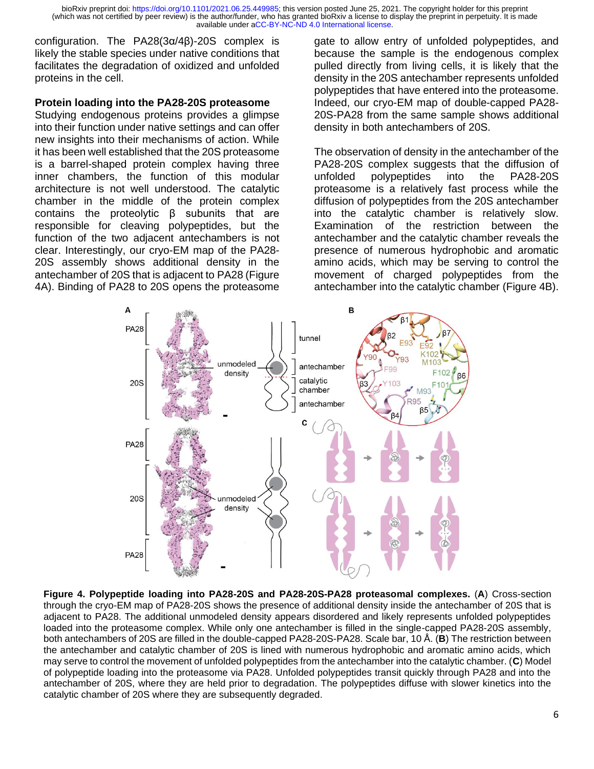configuration. The PA28(3α/4β)-20S complex is likely the stable species under native conditions that facilitates the degradation of oxidized and unfolded proteins in the cell.

### Protein loading into the PA28-20S proteasome

Studying endogenous proteins provides a glimpse into their function under native settings and can offer new insights into their mechanisms of action. While it has been well established that the 20S proteasome is a barrel-shaped protein complex having three inner chambers, the function of this modular architecture is not well understood. The catalytic chamber in the middle of the protein complex contains the proteolytic β subunits that are responsible for cleaving polypeptides, but the function of the two adjacent antechambers is not clear. Interestingly, our cryo-EM map of the PA28-20S assembly shows additional density in the antechamber of 20S that is adjacent to PA28 (Figure 4A). Binding of PA28 to 20S opens the proteasome gate to allow entry of unfolded polypeptides, and because the sample is the endogenous complex pulled directly from living cells, it is likely that the density in the 20S antechamber represents unfolded polypeptides that have entered into the proteasome. Indeed, our cryo-EM map of double-capped PA28-20S-PA28 from the same sample shows additional density in both antechambers of 20S.

The observation of density in the antechamber of the PA28-20S complex suggests that the diffusion of unfolded polypeptides into the PA28-20S proteasome is a relatively fast process while the diffusion of polypeptides from the 20S antechamber into the catalytic chamber is relatively slow. Examination of the restriction between the antechamber and the catalytic chamber reveals the presence of numerous hydrophobic and aromatic amino acids, which may be serving to control the movement of charged polypeptides from the antechamber into the catalytic chamber (Figure 4B).

A
PA28
20S
unmodeled density
tunnel
antechamber
catalytic chamber
antechamber
PA28
20S
PA28
unmodeled density

B
β1
β2
β7
E93
E92
Y90
Y93
K102
M103
F99
F102
β6
β3
Y103
F101
M93
R95
β5
β4

C

**Figure 4. Polypeptide loading into PA28-20S and PA28-20S-PA28 proteasomal complexes.** (**A**) Cross-section through the cryo-EM map of PA28-20S shows the presence of additional density inside the antechamber of 20S that is adjacent to PA28. The additional unmodeled density appears disordered and likely represents unfolded polypeptides loaded into the proteasome complex. While only one antechamber is filled in the single-capped PA28-20S assembly, both antechambers of 20S are filled in the double-capped PA28-20S-PA28. Scale bar, 10 Å. (**B**) The restriction between the antechamber and catalytic chamber of 20S is lined with numerous hydrophobic and aromatic amino acids, which may serve to control the movement of unfolded polypeptides from the antechamber into the catalytic chamber. (**C**) Model of polypeptide loading into the proteasome via PA28. Unfolded polypeptides transit quickly through PA28 and into the antechamber of 20S, where they are held prior to degradation. The polypeptides diffuse with slower kinetics into the catalytic chamber of 20S where they are subsequently degraded.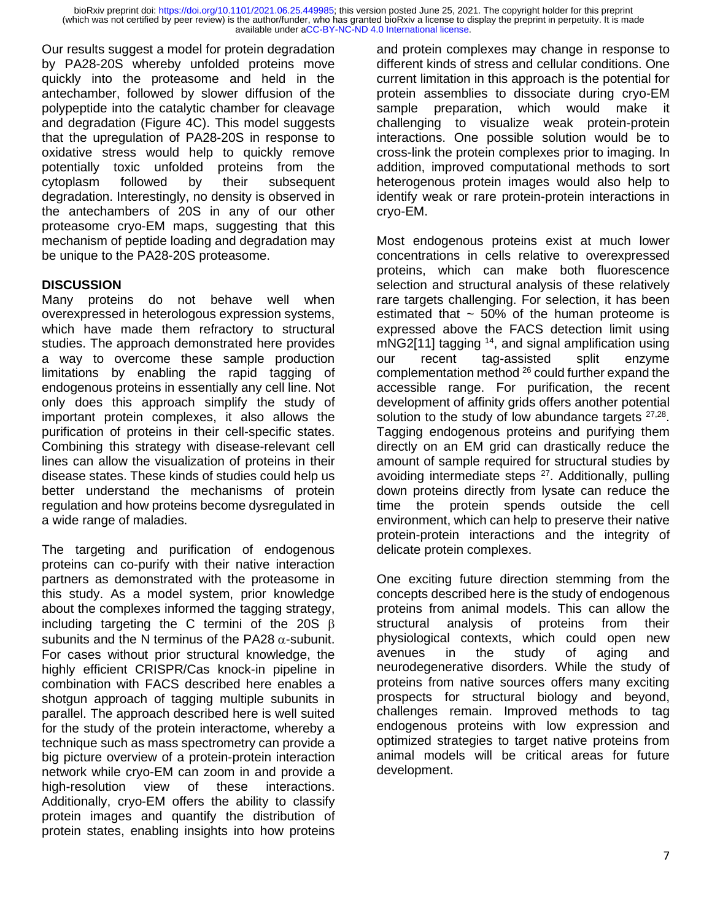Our results suggest a model for protein degradation by PA28-20S whereby unfolded proteins move quickly into the proteasome and held in the antechamber, followed by slower diffusion of the polypeptide into the catalytic chamber for cleavage and degradation (Figure 4C). This model suggests that the upregulation of PA28-20S in response to oxidative stress would help to quickly remove potentially toxic unfolded proteins from the cytoplasm followed by their subsequent degradation. Interestingly, no density is observed in the antechambers of 20S in any of our other proteasome cryo-EM maps, suggesting that this mechanism of peptide loading and degradation may be unique to the PA28-20S proteasome.

## DISCUSSION

Many proteins do not behave well when overexpressed in heterologous expression systems, which have made them refractory to structural studies. The approach demonstrated here provides a way to overcome these sample production limitations by enabling the rapid tagging of endogenous proteins in essentially any cell line. Not only does this approach simplify the study of important protein complexes, it also allows the purification of proteins in their cell-specific states. Combining this strategy with disease-relevant cell lines can allow the visualization of proteins in their disease states. These kinds of studies could help us better understand the mechanisms of protein regulation and how proteins become dysregulated in a wide range of maladies.

The targeting and purification of endogenous proteins can co-purify with their native interaction partners as demonstrated with the proteasome in this study. As a model system, prior knowledge about the complexes informed the tagging strategy, including targeting the C termini of the 20S β subunits and the N terminus of the PA28 α-subunit. For cases without prior structural knowledge, the highly efficient CRISPR/Cas knock-in pipeline in combination with FACS described here enables a shotgun approach of tagging multiple subunits in parallel. The approach described here is well suited for the study of the protein interactome, whereby a technique such as mass spectrometry can provide a big picture overview of a protein-protein interaction network while cryo-EM can zoom in and provide a high-resolution view of these interactions. Additionally, cryo-EM offers the ability to classify protein images and quantify the distribution of protein states, enabling insights into how proteins and protein complexes may change in response to different kinds of stress and cellular conditions. One current limitation in this approach is the potential for protein assemblies to dissociate during cryo-EM sample preparation, which would make it challenging to visualize weak protein-protein interactions. One possible solution would be to cross-link the protein complexes prior to imaging. In addition, improved computational methods to sort heterogenous protein images would also help to identify weak or rare protein-protein interactions in cryo-EM.

Most endogenous proteins exist at much lower concentrations in cells relative to overexpressed proteins, which can make both fluorescence selection and structural analysis of these relatively rare targets challenging. For selection, it has been estimated that ~ 50% of the human proteome is expressed above the FACS detection limit using mNG2[11] tagging [14], and signal amplification using our recent tag-assisted split enzyme complementation method [26] could further expand the accessible range. For purification, the recent development of affinity grids offers another potential solution to the study of low abundance targets [27,28]. Tagging endogenous proteins and purifying them directly on an EM grid can drastically reduce the amount of sample required for structural studies by avoiding intermediate steps [27]. Additionally, pulling down proteins directly from lysate can reduce the time the protein spends outside the cell environment, which can help to preserve their native protein-protein interactions and the integrity of delicate protein complexes.

One exciting future direction stemming from the concepts described here is the study of endogenous proteins from animal models. This can allow the structural analysis of proteins from their physiological contexts, which could open new avenues in the study of aging and neurodegenerative disorders. While the study of proteins from native sources offers many exciting prospects for structural biology and beyond, challenges remain. Improved methods to tag endogenous proteins with low expression and optimized strategies to target native proteins from animal models will be critical areas for future development.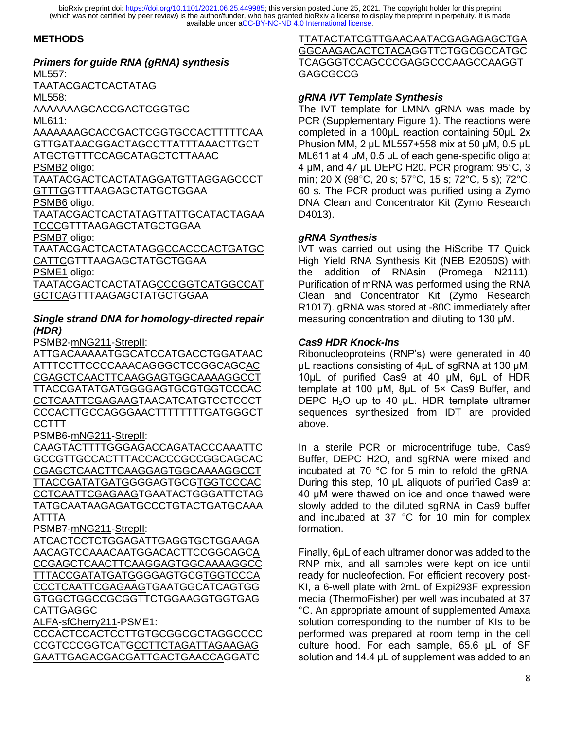## METHODS

### *Primers for guide RNA (gRNA) synthesis*

ML557:
TAATACGACTCACTATAG
ML558:
AAAAAAAGCACCGACTCGGTGC
ML611:
AAAAAAAGCACCGACTCGGTGCCACTTTTTCAAGTTGATAACGGACTAGCCTTATTTAAACTTGCTATGCTGTTTCCAGCATAGCTCTTAAAC
PSMB2 oligo:
TAATACGACTCACTATAGGATGTTAGGAGCCCTGTTTGGTTTAAGAGCTATGCTGGAA
PSMB6 oligo:
TAATACGACTCACTATAGTTATTGCATACTAGAATCCCGTTTAAGAGCTATGCTGGAA
PSMB7 oligo:
TAATACGACTCACTATAGGCCACCCACTGATGCCATTCGTTTAAGAGCTATGCTGGAA
PSME1 oligo:
TAATACGACTCACTATAGCCCGGTCATGGCCATGCTCAGTTTAAGAGCTATGCTGGAA

### *Single strand DNA for homology-directed repair (HDR)*

PSMB2-mNG211-StrepII:
ATTGACAAAAATGGCATCCATGACCTGGATAACATTTCCTTCCCCAAACAGGGCTCCGGCAGCACCGAGCTCAACTTCAAGGAGTGGCAAAAGGCCTTTACCGATATGATGGGGAGTGCGTGGTCCCACCCTCAATTCGAGAAGTAACATCATGTCCTCCCTCCCACTTGCCAGGGAACTTTTTTTTGATGGGCTCCTTT

PSMB6-mNG211-StrepII:
CAAGTACTTTTGGGAGACCAGATACCCAAATTCGCCGTTGCCACTTTACCACCCGCCGGCAGCACCGAGCTCAACTTCAAGGAGTGGCAAAAGGCCTTTACCGATATGATGGGGAGTGCGTGGTCCCACCCTCAATTCGAGAAGTGAATACTGGGATTCTAGTATGCAATAAGAGATGCCCTGTACTGATGCAAAATTTA

PSMB7-mNG211-StrepII:
ATCACTCCTCTGGAGATTGAGGTGCTGGAAGAAACAGTCCAAACAATGGACACTTCCGGCAGCACCGAGCTCAACTTCAAGGAGTGGCAAAAGGCCTTTACCGATATGATGGGGAGTGCGTGGTCCACCCTCAATTCGAGAAGTGAATGGCATCAGTGGGTGGCTGGCCGCGGTTCTGGAAGGTGGTGAGCATTGAGGC

ALFA-sfCherry211-PSME1:
CCCACTCCACTCCTTGTGCGGCGCTAGGCCCCCCGTCCCGGTCATGCCTTCTAGATTAGAAGAGGAATTGAGACGACGATTGACTGAACCAGGATCTTATACTATCGTTGAACAATACGAGAGAGCTGAGGCAAGACACTCTACAGGTTCTGGCGCCATGCTCAGGGTCCAGCCCGAGGCCCAAGCCAAGGTGAGCGCCG

### *gRNA IVT Template Synthesis*

The IVT template for LMNA gRNA was made by PCR (Supplementary Figure 1). The reactions were completed in a 100µL reaction containing 50µL 2x Phusion MM, 2 µL ML557+558 mix at 50 µM, 0.5 µL ML611 at 4 µM, 0.5 µL of each gene-specific oligo at 4 µM, and 47 µL DEPC H20. PCR program: 95°C, 3 min; 20 X (98°C, 20 s; 57°C, 15 s; 72°C, 5 s); 72°C, 60 s. The PCR product was purified using a Zymo DNA Clean and Concentrator Kit (Zymo Research D4013).

### *gRNA Synthesis*

IVT was carried out using the HiScribe T7 Quick High Yield RNA Synthesis Kit (NEB E2050S) with the addition of RNAsin (Promega N2111). Purification of mRNA was performed using the RNA Clean and Concentrator Kit (Zymo Research R1017). gRNA was stored at -80C immediately after measuring concentration and diluting to 130 µM.

### *Cas9 HDR Knock-Ins*

Ribonucleoproteins (RNP's) were generated in 40 µL reactions consisting of 4µL of sgRNA at 130 µM, 10µL of purified Cas9 at 40 µM, 6µL of HDR template at 100 µM, 8µL of 5× Cas9 Buffer, and DEPC $H_2O$ up to 40 µL. HDR template ultramer sequences synthesized from IDT are provided above.

In a sterile PCR or microcentrifuge tube, Cas9 Buffer, DEPC H2O, and sgRNA were mixed and incubated at 70 °C for 5 min to refold the gRNA. During this step, 10 µL aliquots of purified Cas9 at 40 µM were thawed on ice and once thawed were slowly added to the diluted sgRNA in Cas9 buffer and incubated at 37 °C for 10 min for complex formation.

Finally, 6µL of each ultramer donor was added to the RNP mix, and all samples were kept on ice until ready for nucleofection. For efficient recovery post-KI, a 6-well plate with 2mL of Expi293F expression media (ThermoFisher) per well was incubated at 37 °C. An appropriate amount of supplemented Amaxa solution corresponding to the number of KIs to be performed was prepared at room temp in the cell culture hood. For each sample, 65.6 µL of SF solution and 14.4 µL of supplement was added to an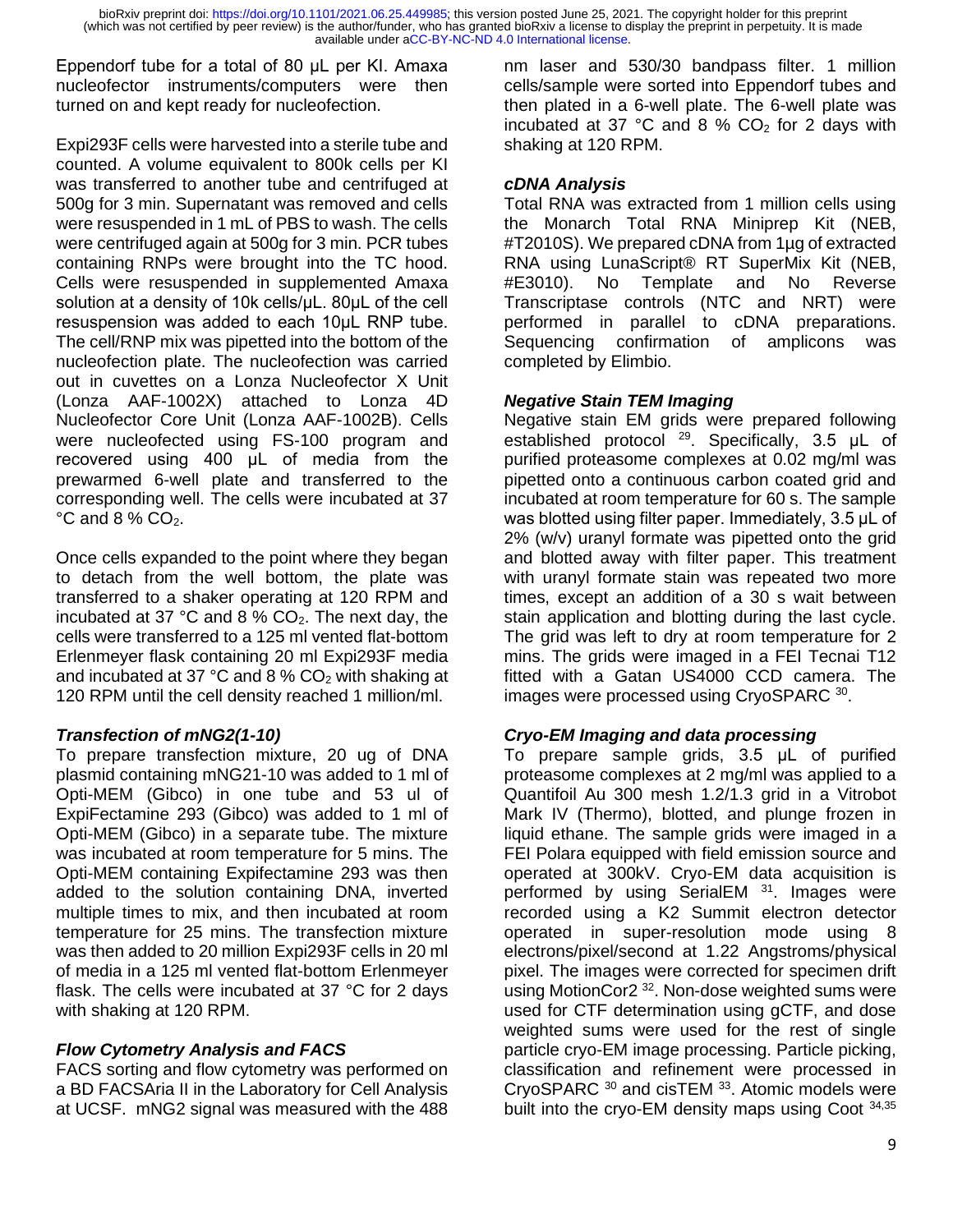Eppendorf tube for a total of 80 µL per KI. Amaxa nucleofector instruments/computers were then turned on and kept ready for nucleofection.

Expi293F cells were harvested into a sterile tube and counted. A volume equivalent to 800k cells per KI was transferred to another tube and centrifuged at 500g for 3 min. Supernatant was removed and cells were resuspended in 1 mL of PBS to wash. The cells were centrifuged again at 500g for 3 min. PCR tubes containing RNPs were brought into the TC hood. Cells were resuspended in supplemented Amaxa solution at a density of 10k cells/µL. 80µL of the cell resuspension was added to each 10µL RNP tube. The cell/RNP mix was pipetted into the bottom of the nucleofection plate. The nucleofection was carried out in cuvettes on a Lonza Nucleofector X Unit (Lonza AAF-1002X) attached to Lonza 4D Nucleofector Core Unit (Lonza AAF-1002B). Cells were nucleofected using FS-100 program and recovered using 400 µL of media from the prewarmed 6-well plate and transferred to the corresponding well. The cells were incubated at 37 °C and 8 % $CO_2$.

Once cells expanded to the point where they began to detach from the well bottom, the plate was transferred to a shaker operating at 120 RPM and incubated at 37 °C and 8 % $CO_2$. The next day, the cells were transferred to a 125 ml vented flat-bottom Erlenmeyer flask containing 20 ml Expi293F media and incubated at 37 °C and 8 % $CO_2$ with shaking at 120 RPM until the cell density reached 1 million/ml.

### *Transfection of mNG2(1-10)*

To prepare transfection mixture, 20 ug of DNA plasmid containing mNG21-10 was added to 1 ml of Opti-MEM (Gibco) in one tube and 53 ul of ExpiFectamine 293 (Gibco) was added to 1 ml of Opti-MEM (Gibco) in a separate tube. The mixture was incubated at room temperature for 5 mins. The Opti-MEM containing Expifectamine 293 was then added to the solution containing DNA, inverted multiple times to mix, and then incubated at room temperature for 25 mins. The transfection mixture was then added to 20 million Expi293F cells in 20 ml of media in a 125 ml vented flat-bottom Erlenmeyer flask. The cells were incubated at 37 °C for 2 days with shaking at 120 RPM.

### *Flow Cytometry Analysis and FACS*

FACS sorting and flow cytometry was performed on a BD FACSAria II in the Laboratory for Cell Analysis at UCSF. mNG2 signal was measured with the 488 nm laser and 530/30 bandpass filter. 1 million cells/sample were sorted into Eppendorf tubes and then plated in a 6-well plate. The 6-well plate was incubated at 37 °C and 8 % $CO_2$ for 2 days with shaking at 120 RPM.

### *cDNA Analysis*

Total RNA was extracted from 1 million cells using the Monarch Total RNA Miniprep Kit (NEB, #T2010S). We prepared cDNA from 1µg of extracted RNA using LunaScript® RT SuperMix Kit (NEB, #E3010). No Template and No Reverse Transcriptase controls (NTC and NRT) were performed in parallel to cDNA preparations. Sequencing confirmation of amplicons was completed by Elimbio.

### *Negative Stain TEM Imaging*

Negative stain EM grids were prepared following established protocol [29]. Specifically, 3.5 µL of purified proteasome complexes at 0.02 mg/ml was pipetted onto a continuous carbon coated grid and incubated at room temperature for 60 s. The sample was blotted using filter paper. Immediately, 3.5 µL of 2% (w/v) uranyl formate was pipetted onto the grid and blotted away with filter paper. This treatment with uranyl formate stain was repeated two more times, except an addition of a 30 s wait between stain application and blotting during the last cycle. The grid was left to dry at room temperature for 2 mins. The grids were imaged in a FEI Tecnai T12 fitted with a Gatan US4000 CCD camera. The images were processed using CryoSPARC [30].

### *Cryo-EM Imaging and data processing*

To prepare sample grids, 3.5 µL of purified proteasome complexes at 2 mg/ml was applied to a Quantifoil Au 300 mesh 1.2/1.3 grid in a Vitrobot Mark IV (Thermo), blotted, and plunge frozen in liquid ethane. The sample grids were imaged in a FEI Polara equipped with field emission source and operated at 300kV. Cryo-EM data acquisition is performed by using SerialEM [31]. Images were recorded using a K2 Summit electron detector operated in super-resolution mode using 8 electrons/pixel/second at 1.22 Angstroms/physical pixel. The images were corrected for specimen drift using MotionCor2 [32]. Non-dose weighted sums were used for CTF determination using gCTF, and dose weighted sums were used for the rest of single particle cryo-EM image processing. Particle picking, classification and refinement were processed in CryoSPARC [30] and cisTEM [33]. Atomic models were built into the cryo-EM density maps using Coot [34,35]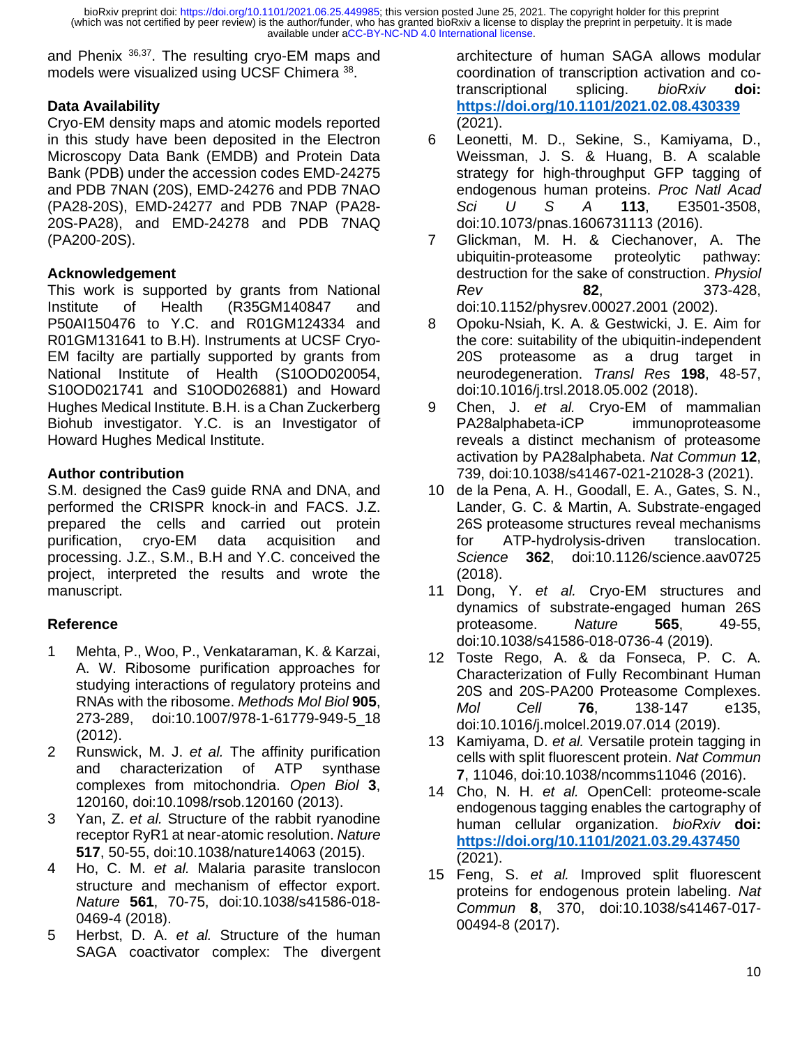and Phenix [36,37]. The resulting cryo-EM maps and models were visualized using UCSF Chimera [38].

## Data Availability

Cryo-EM density maps and atomic models reported in this study have been deposited in the Electron Microscopy Data Bank (EMDB) and Protein Data Bank (PDB) under the accession codes EMD-24275 and PDB 7NAN (20S), EMD-24276 and PDB 7NAO (PA28-20S), EMD-24277 and PDB 7NAP (PA28-20S-PA28), and EMD-24278 and PDB 7NAQ (PA200-20S).

## Acknowledgement

This work is supported by grants from National Institute of Health (R35GM140847 and P50AI150476 to Y.C. and R01GM124334 and R01GM131641 to B.H). Instruments at UCSF Cryo-EM facilty are partially supported by grants from National Institute of Health (S10OD020054, S10OD021741 and S10OD026881) and Howard Hughes Medical Institute. B.H. is a Chan Zuckerberg Biohub investigator. Y.C. is an Investigator of Howard Hughes Medical Institute.

## Author contribution

S.M. designed the Cas9 guide RNA and DNA, and performed the CRISPR knock-in and FACS. J.Z. prepared the cells and carried out protein purification, cryo-EM data acquisition and processing. J.Z., S.M., B.H and Y.C. conceived the project, interpreted the results and wrote the manuscript.

## Reference

1. Mehta, P., Woo, P., Venkataraman, K. & Karzai, A. W. Ribosome purification approaches for studying interactions of regulatory proteins and RNAs with the ribosome. *Methods Mol Biol* **905**, 273-289, doi:10.1007/978-1-61779-949-5_18 (2012).
2. Runswick, M. J. *et al.* The affinity purification and characterization of ATP synthase complexes from mitochondria. *Open Biol* **3**, 120160, doi:10.1098/rsob.120160 (2013).
3. Yan, Z. *et al.* Structure of the rabbit ryanodine receptor RyR1 at near-atomic resolution. *Nature* **517**, 50-55, doi:10.1038/nature14063 (2015).
4. Ho, C. M. *et al.* Malaria parasite translocon structure and mechanism of effector export. *Nature* **561**, 70-75, doi:10.1038/s41586-018-0469-4 (2018).
5. Herbst, D. A. *et al.* Structure of the human SAGA coactivator complex: The divergent architecture of human SAGA allows modular coordination of transcription activation and co-transcriptional splicing. *bioRxiv* **doi: https://doi.org/10.1101/2021.02.08.430339** (2021).
6. Leonetti, M. D., Sekine, S., Kamiyama, D., Weissman, J. S. & Huang, B. A scalable strategy for high-throughput GFP tagging of endogenous human proteins. *Proc Natl Acad Sci U S A* **113**, E3501-3508, doi:10.1073/pnas.1606731113 (2016).
7. Glickman, M. H. & Ciechanover, A. The ubiquitin-proteasome proteolytic pathway: destruction for the sake of construction. *Physiol Rev* **82**, 373-428, doi:10.1152/physrev.00027.2001 (2002).
8. Opoku-Nsiah, K. A. & Gestwicki, J. E. Aim for the core: suitability of the ubiquitin-independent 20S proteasome as a drug target in neurodegeneration. *Transl Res* **198**, 48-57, doi:10.1016/j.trsl.2018.05.002 (2018).
9. Chen, J. *et al.* Cryo-EM of mammalian PA28alphabeta-iCP immunoproteasome reveals a distinct mechanism of proteasome activation by PA28alphabeta. *Nat Commun* **12**, 739, doi:10.1038/s41467-021-21028-3 (2021).
10. de la Pena, A. H., Goodall, E. A., Gates, S. N., Lander, G. C. & Martin, A. Substrate-engaged 26S proteasome structures reveal mechanisms for ATP-hydrolysis-driven translocation. *Science* **362**, doi:10.1126/science.aav0725 (2018).
11. Dong, Y. *et al.* Cryo-EM structures and dynamics of substrate-engaged human 26S proteasome. *Nature* **565**, 49-55, doi:10.1038/s41586-018-0736-4 (2019).
12. Toste Rego, A. & da Fonseca, P. C. A. Characterization of Fully Recombinant Human 20S and 20S-PA200 Proteasome Complexes. *Mol Cell* **76**, 138-147 e135, doi:10.1016/j.molcel.2019.07.014 (2019).
13. Kamiyama, D. *et al.* Versatile protein tagging in cells with split fluorescent protein. *Nat Commun* **7**, 11046, doi:10.1038/ncomms11046 (2016).
14. Cho, N. H. *et al.* OpenCell: proteome-scale endogenous tagging enables the cartography of human cellular organization. *bioRxiv* **doi: https://doi.org/10.1101/2021.03.29.437450** (2021).
15. Feng, S. *et al.* Improved split fluorescent proteins for endogenous protein labeling. *Nat Commun* **8**, 370, doi:10.1038/s41467-017-00494-8 (2017).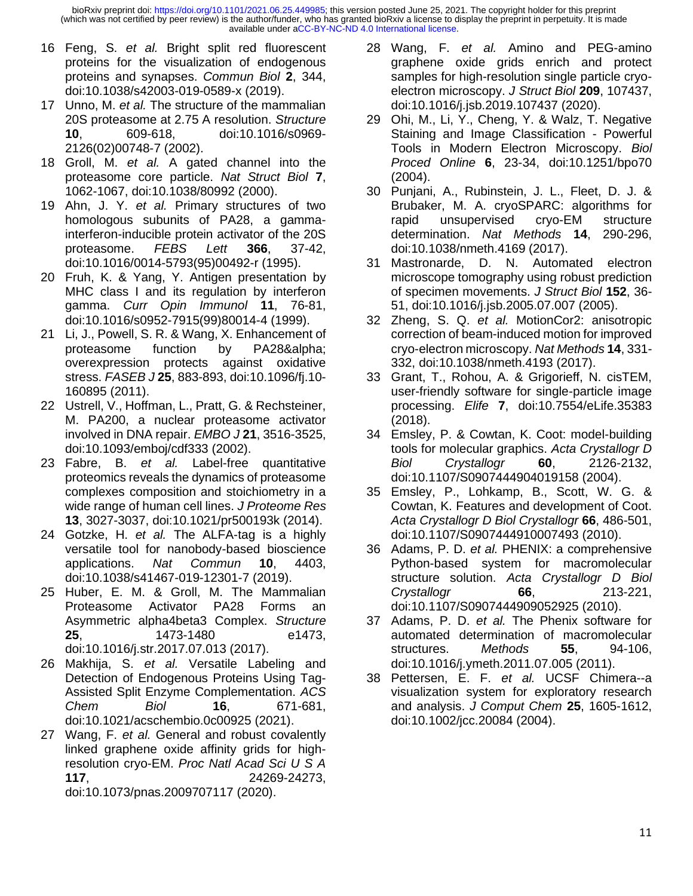16 Feng, S. *et al.* Bright split red fluorescent proteins for the visualization of endogenous proteins and synapses. *Commun Biol* **2**, 344, doi:10.1038/s42003-019-0589-x (2019).

17 Unno, M. *et al.* The structure of the mammalian 20S proteasome at 2.75 A resolution. *Structure* **10**, 609-618, doi:10.1016/s0969-2126(02)00748-7 (2002).

18 Groll, M. *et al.* A gated channel into the proteasome core particle. *Nat Struct Biol* **7**, 1062-1067, doi:10.1038/80992 (2000).

19 Ahn, J. Y. *et al.* Primary structures of two homologous subunits of PA28, a gamma-interferon-inducible protein activator of the 20S proteasome. *FEBS Lett* **366**, 37-42, doi:10.1016/0014-5793(95)00492-r (1995).

20 Fruh, K. & Yang, Y. Antigen presentation by MHC class I and its regulation by interferon gamma. *Curr Opin Immunol* **11**, 76-81, doi:10.1016/s0952-7915(99)80014-4 (1999).

21 Li, J., Powell, S. R. & Wang, X. Enhancement of proteasome function by PA28&alpha; overexpression protects against oxidative stress. *FASEB J* **25**, 883-893, doi:10.1096/fj.10-160895 (2011).

22 Ustrell, V., Hoffman, L., Pratt, G. & Rechsteiner, M. PA200, a nuclear proteasome activator involved in DNA repair. *EMBO J* **21**, 3516-3525, doi:10.1093/emboj/cdf333 (2002).

23 Fabre, B. *et al.* Label-free quantitative proteomics reveals the dynamics of proteasome complexes composition and stoichiometry in a wide range of human cell lines. *J Proteome Res* **13**, 3027-3037, doi:10.1021/pr500193k (2014).

24 Gotzke, H. *et al.* The ALFA-tag is a highly versatile tool for nanobody-based bioscience applications. *Nat Commun* **10**, 4403, doi:10.1038/s41467-019-12301-7 (2019).

25 Huber, E. M. & Groll, M. The Mammalian Proteasome Activator PA28 Forms an Asymmetric alpha4beta3 Complex. *Structure* **25**, 1473-1480 e1473, doi:10.1016/j.str.2017.07.013 (2017).

26 Makhija, S. *et al.* Versatile Labeling and Detection of Endogenous Proteins Using Tag-Assisted Split Enzyme Complementation. *ACS Chem Biol* **16**, 671-681, doi:10.1021/acschembio.0c00925 (2021).

27 Wang, F. *et al.* General and robust covalently linked graphene oxide affinity grids for high-resolution cryo-EM. *Proc Natl Acad Sci U S A* **117**, 24269-24273, doi:10.1073/pnas.2009707117 (2020).

28 Wang, F. *et al.* Amino and PEG-amino graphene oxide grids enrich and protect samples for high-resolution single particle cryo-electron microscopy. *J Struct Biol* **209**, 107437, doi:10.1016/j.jsb.2019.107437 (2020).

29 Ohi, M., Li, Y., Cheng, Y. & Walz, T. Negative Staining and Image Classification - Powerful Tools in Modern Electron Microscopy. *Biol Proced Online* **6**, 23-34, doi:10.1251/bpo70 (2004).

30 Punjani, A., Rubinstein, J. L., Fleet, D. J. & Brubaker, M. A. cryoSPARC: algorithms for rapid unsupervised cryo-EM structure determination. *Nat Methods* **14**, 290-296, doi:10.1038/nmeth.4169 (2017).

31 Mastronarde, D. N. Automated electron microscope tomography using robust prediction of specimen movements. *J Struct Biol* **152**, 36-51, doi:10.1016/j.jsb.2005.07.007 (2005).

32 Zheng, S. Q. *et al.* MotionCor2: anisotropic correction of beam-induced motion for improved cryo-electron microscopy. *Nat Methods* **14**, 331-332, doi:10.1038/nmeth.4193 (2017).

33 Grant, T., Rohou, A. & Grigorieff, N. cisTEM, user-friendly software for single-particle image processing. *Elife* **7**, doi:10.7554/eLife.35383 (2018).

34 Emsley, P. & Cowtan, K. Coot: model-building tools for molecular graphics. *Acta Crystallogr D Biol Crystallogr* **60**, 2126-2132, doi:10.1107/S0907444904019158 (2004).

35 Emsley, P., Lohkamp, B., Scott, W. G. & Cowtan, K. Features and development of Coot. *Acta Crystallogr D Biol Crystallogr* **66**, 486-501, doi:10.1107/S0907444910007493 (2010).

36 Adams, P. D. *et al.* PHENIX: a comprehensive Python-based system for macromolecular structure solution. *Acta Crystallogr D Biol Crystallogr* **66**, 213-221, doi:10.1107/S0907444909052925 (2010).

37 Adams, P. D. *et al.* The Phenix software for automated determination of macromolecular structures. *Methods* **55**, 94-106, doi:10.1016/j.ymeth.2011.07.005 (2011).

38 Pettersen, E. F. *et al.* UCSF Chimera--a visualization system for exploratory research and analysis. *J Comput Chem* **25**, 1605-1612, doi:10.1002/jcc.20084 (2004).